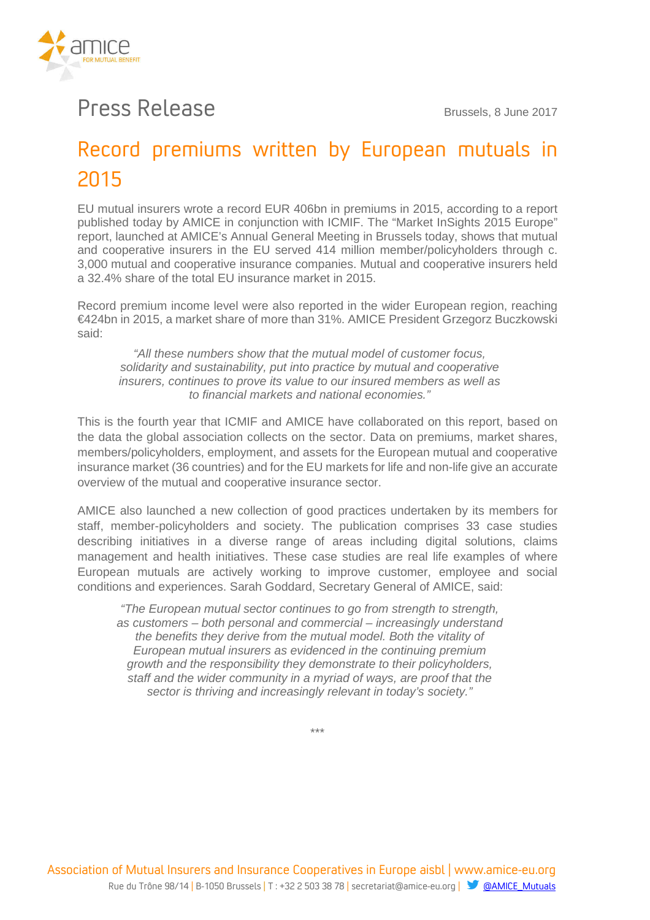amice
FOR MUTUAL BENEFIT

# Press Release

Brussels, 8 June 2017

## Record premiums written by European mutuals in 2015

EU mutual insurers wrote a record EUR 406bn in premiums in 2015, according to a report published today by AMICE in conjunction with ICMIF. The "Market InSights 2015 Europe" report, launched at AMICE's Annual General Meeting in Brussels today, shows that mutual and cooperative insurers in the EU served 414 million member/policyholders through c. 3,000 mutual and cooperative insurance companies. Mutual and cooperative insurers held a 32.4% share of the total EU insurance market in 2015.

Record premium income level were also reported in the wider European region, reaching €424bn in 2015, a market share of more than 31%. AMICE President Grzegorz Buczkowski said:

> *"All these numbers show that the mutual model of customer focus, solidarity and sustainability, put into practice by mutual and cooperative insurers, continues to prove its value to our insured members as well as to financial markets and national economies."*

This is the fourth year that ICMIF and AMICE have collaborated on this report, based on the data the global association collects on the sector. Data on premiums, market shares, members/policyholders, employment, and assets for the European mutual and cooperative insurance market (36 countries) and for the EU markets for life and non-life give an accurate overview of the mutual and cooperative insurance sector.

AMICE also launched a new collection of good practices undertaken by its members for staff, member-policyholders and society. The publication comprises 33 case studies describing initiatives in a diverse range of areas including digital solutions, claims management and health initiatives. These case studies are real life examples of where European mutuals are actively working to improve customer, employee and social conditions and experiences. Sarah Goddard, Secretary General of AMICE, said:

> *"The European mutual sector continues to go from strength to strength, as customers – both personal and commercial – increasingly understand the benefits they derive from the mutual model. Both the vitality of European mutual insurers as evidenced in the continuing premium growth and the responsibility they demonstrate to their policyholders, staff and the wider community in a myriad of ways, are proof that the sector is thriving and increasingly relevant in today's society."*

***

Association of Mutual Insurers and Insurance Cooperatives in Europe aisbl | www.amice-eu.org
Rue du Trône 98/14 | B-1050 Brussels | T : +32 2 503 38 78 | secretariat@amice-eu.org | @AMICE_Mutuals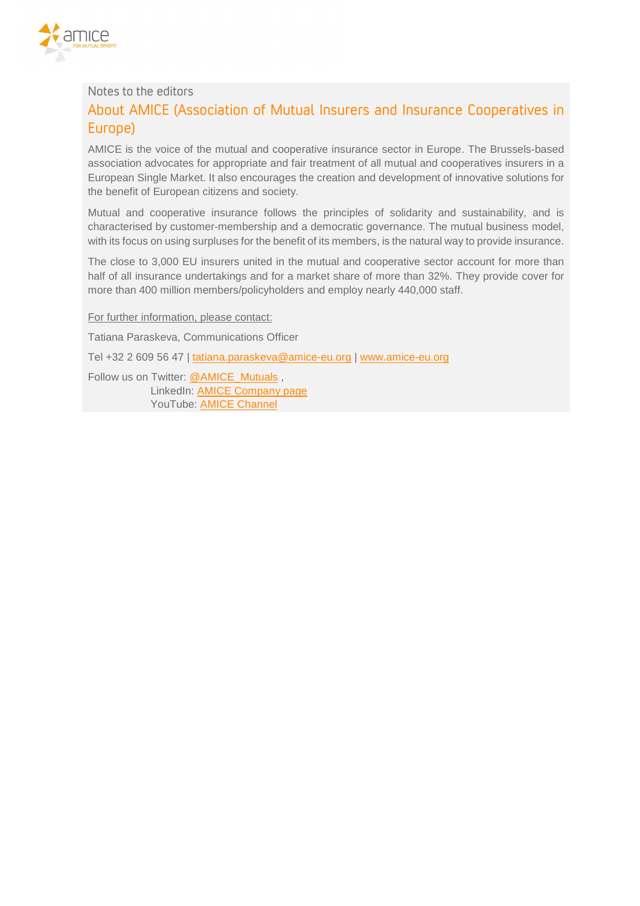Notes to the editors

## About AMICE (Association of Mutual Insurers and Insurance Cooperatives in Europe)

AMICE is the voice of the mutual and cooperative insurance sector in Europe. The Brussels-based association advocates for appropriate and fair treatment of all mutual and cooperatives insurers in a European Single Market. It also encourages the creation and development of innovative solutions for the benefit of European citizens and society.

Mutual and cooperative insurance follows the principles of solidarity and sustainability, and is characterised by customer-membership and a democratic governance. The mutual business model, with its focus on using surpluses for the benefit of its members, is the natural way to provide insurance.

The close to 3,000 EU insurers united in the mutual and cooperative sector account for more than half of all insurance undertakings and for a market share of more than 32%. They provide cover for more than 400 million members/policyholders and employ nearly 440,000 staff.

For further information, please contact:

Tatiana Paraskeva, Communications Officer

Tel +32 2 609 56 47 | tatiana.paraskeva@amice-eu.org | www.amice-eu.org

Follow us on Twitter: @AMICE_Mutuals ,
LinkedIn: AMICE Company page
YouTube: AMICE Channel